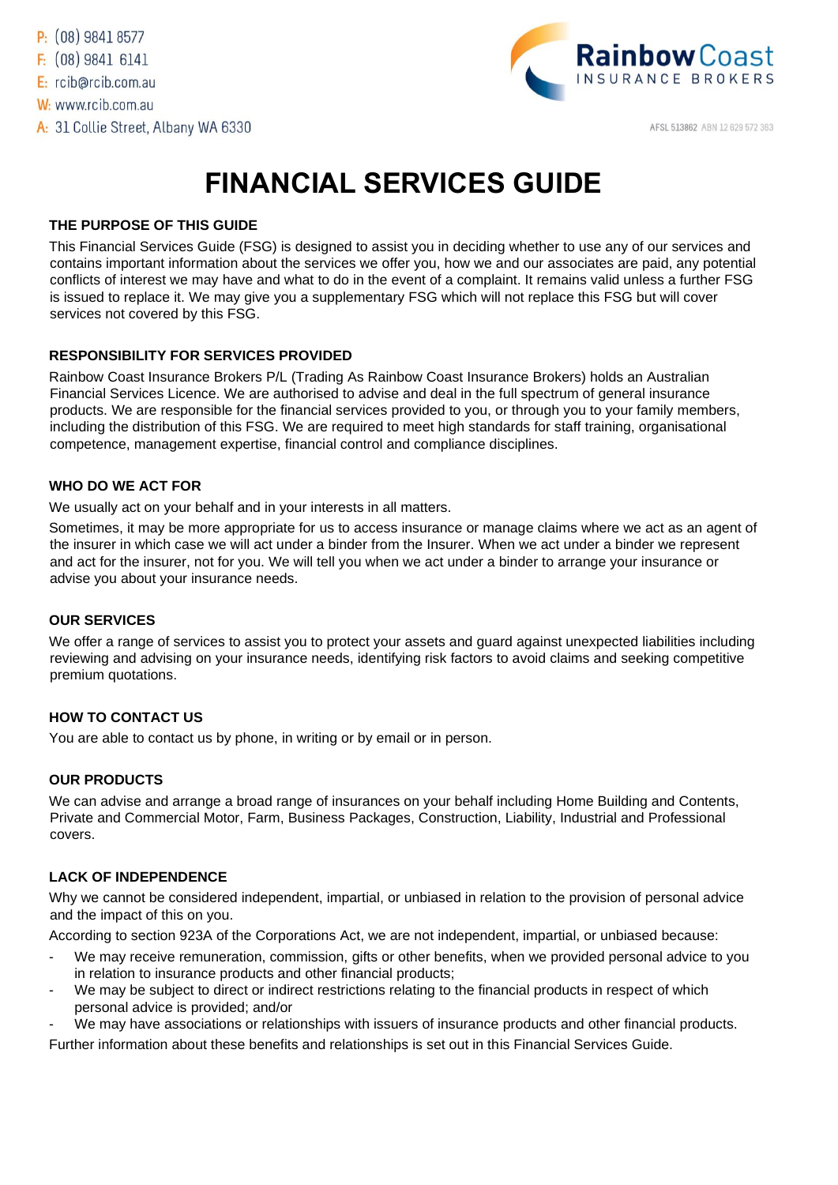P: (08) 9841 8577
F: (08) 9841 6141
E: rcib@rcib.com.au
W: www.rcib.com.au
A: 31 Collie Street, Albany WA 6330

Rainbow Coast INSURANCE BROKERS

AFSL 513862 ABN 12 629 572 363

# FINANCIAL SERVICES GUIDE

### THE PURPOSE OF THIS GUIDE

This Financial Services Guide (FSG) is designed to assist you in deciding whether to use any of our services and contains important information about the services we offer you, how we and our associates are paid, any potential conflicts of interest we may have and what to do in the event of a complaint. It remains valid unless a further FSG is issued to replace it. We may give you a supplementary FSG which will not replace this FSG but will cover services not covered by this FSG.

### RESPONSIBILITY FOR SERVICES PROVIDED

Rainbow Coast Insurance Brokers P/L (Trading As Rainbow Coast Insurance Brokers) holds an Australian Financial Services Licence. We are authorised to advise and deal in the full spectrum of general insurance products. We are responsible for the financial services provided to you, or through you to your family members, including the distribution of this FSG. We are required to meet high standards for staff training, organisational competence, management expertise, financial control and compliance disciplines.

### WHO DO WE ACT FOR

We usually act on your behalf and in your interests in all matters.

Sometimes, it may be more appropriate for us to access insurance or manage claims where we act as an agent of the insurer in which case we will act under a binder from the Insurer. When we act under a binder we represent and act for the insurer, not for you. We will tell you when we act under a binder to arrange your insurance or advise you about your insurance needs.

### OUR SERVICES

We offer a range of services to assist you to protect your assets and guard against unexpected liabilities including reviewing and advising on your insurance needs, identifying risk factors to avoid claims and seeking competitive premium quotations.

### HOW TO CONTACT US

You are able to contact us by phone, in writing or by email or in person.

### OUR PRODUCTS

We can advise and arrange a broad range of insurances on your behalf including Home Building and Contents, Private and Commercial Motor, Farm, Business Packages, Construction, Liability, Industrial and Professional covers.

### LACK OF INDEPENDENCE

Why we cannot be considered independent, impartial, or unbiased in relation to the provision of personal advice and the impact of this on you.

According to section 923A of the Corporations Act, we are not independent, impartial, or unbiased because:

- We may receive remuneration, commission, gifts or other benefits, when we provided personal advice to you in relation to insurance products and other financial products;
- We may be subject to direct or indirect restrictions relating to the financial products in respect of which personal advice is provided; and/or
- We may have associations or relationships with issuers of insurance products and other financial products.

Further information about these benefits and relationships is set out in this Financial Services Guide.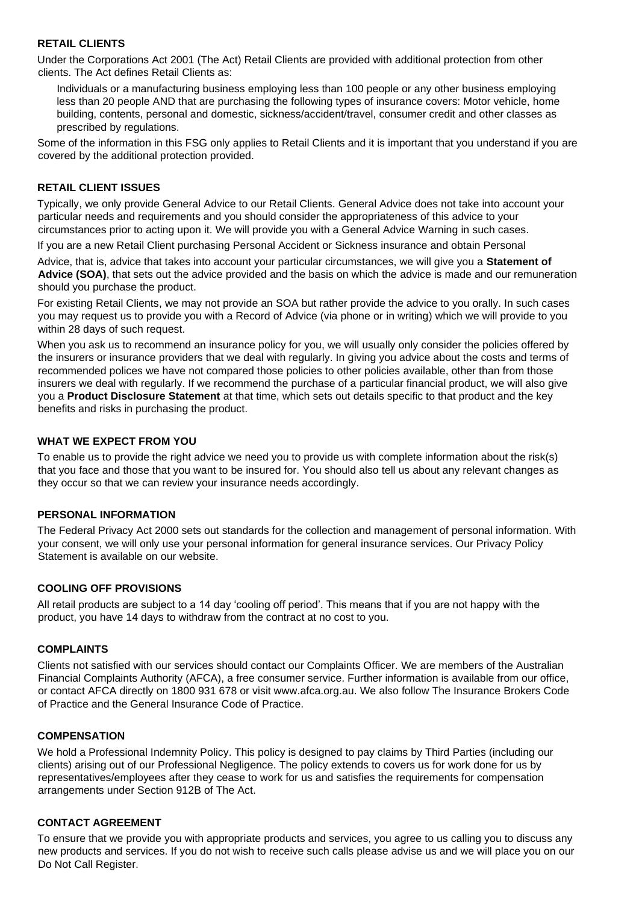## RETAIL CLIENTS

Under the Corporations Act 2001 (The Act) Retail Clients are provided with additional protection from other clients. The Act defines Retail Clients as:

> Individuals or a manufacturing business employing less than 100 people or any other business employing less than 20 people AND that are purchasing the following types of insurance covers: Motor vehicle, home building, contents, personal and domestic, sickness/accident/travel, consumer credit and other classes as prescribed by regulations.

Some of the information in this FSG only applies to Retail Clients and it is important that you understand if you are covered by the additional protection provided.

## RETAIL CLIENT ISSUES

Typically, we only provide General Advice to our Retail Clients. General Advice does not take into account your particular needs and requirements and you should consider the appropriateness of this advice to your circumstances prior to acting upon it. We will provide you with a General Advice Warning in such cases.

If you are a new Retail Client purchasing Personal Accident or Sickness insurance and obtain Personal Advice, that is, advice that takes into account your particular circumstances, we will give you a **Statement of Advice (SOA)**, that sets out the advice provided and the basis on which the advice is made and our remuneration should you purchase the product.

For existing Retail Clients, we may not provide an SOA but rather provide the advice to you orally. In such cases you may request us to provide you with a Record of Advice (via phone or in writing) which we will provide to you within 28 days of such request.

When you ask us to recommend an insurance policy for you, we will usually only consider the policies offered by the insurers or insurance providers that we deal with regularly. In giving you advice about the costs and terms of recommended polices we have not compared those policies to other policies available, other than from those insurers we deal with regularly. If we recommend the purchase of a particular financial product, we will also give you a **Product Disclosure Statement** at that time, which sets out details specific to that product and the key benefits and risks in purchasing the product.

## WHAT WE EXPECT FROM YOU

To enable us to provide the right advice we need you to provide us with complete information about the risk(s) that you face and those that you want to be insured for. You should also tell us about any relevant changes as they occur so that we can review your insurance needs accordingly.

## PERSONAL INFORMATION

The Federal Privacy Act 2000 sets out standards for the collection and management of personal information. With your consent, we will only use your personal information for general insurance services. Our Privacy Policy Statement is available on our website.

## COOLING OFF PROVISIONS

All retail products are subject to a 14 day 'cooling off period'. This means that if you are not happy with the product, you have 14 days to withdraw from the contract at no cost to you.

## COMPLAINTS

Clients not satisfied with our services should contact our Complaints Officer. We are members of the Australian Financial Complaints Authority (AFCA), a free consumer service. Further information is available from our office, or contact AFCA directly on 1800 931 678 or visit www.afca.org.au. We also follow The Insurance Brokers Code of Practice and the General Insurance Code of Practice.

## COMPENSATION

We hold a Professional Indemnity Policy. This policy is designed to pay claims by Third Parties (including our clients) arising out of our Professional Negligence. The policy extends to covers us for work done for us by representatives/employees after they cease to work for us and satisfies the requirements for compensation arrangements under Section 912B of The Act.

## CONTACT AGREEMENT

To ensure that we provide you with appropriate products and services, you agree to us calling you to discuss any new products and services. If you do not wish to receive such calls please advise us and we will place you on our Do Not Call Register.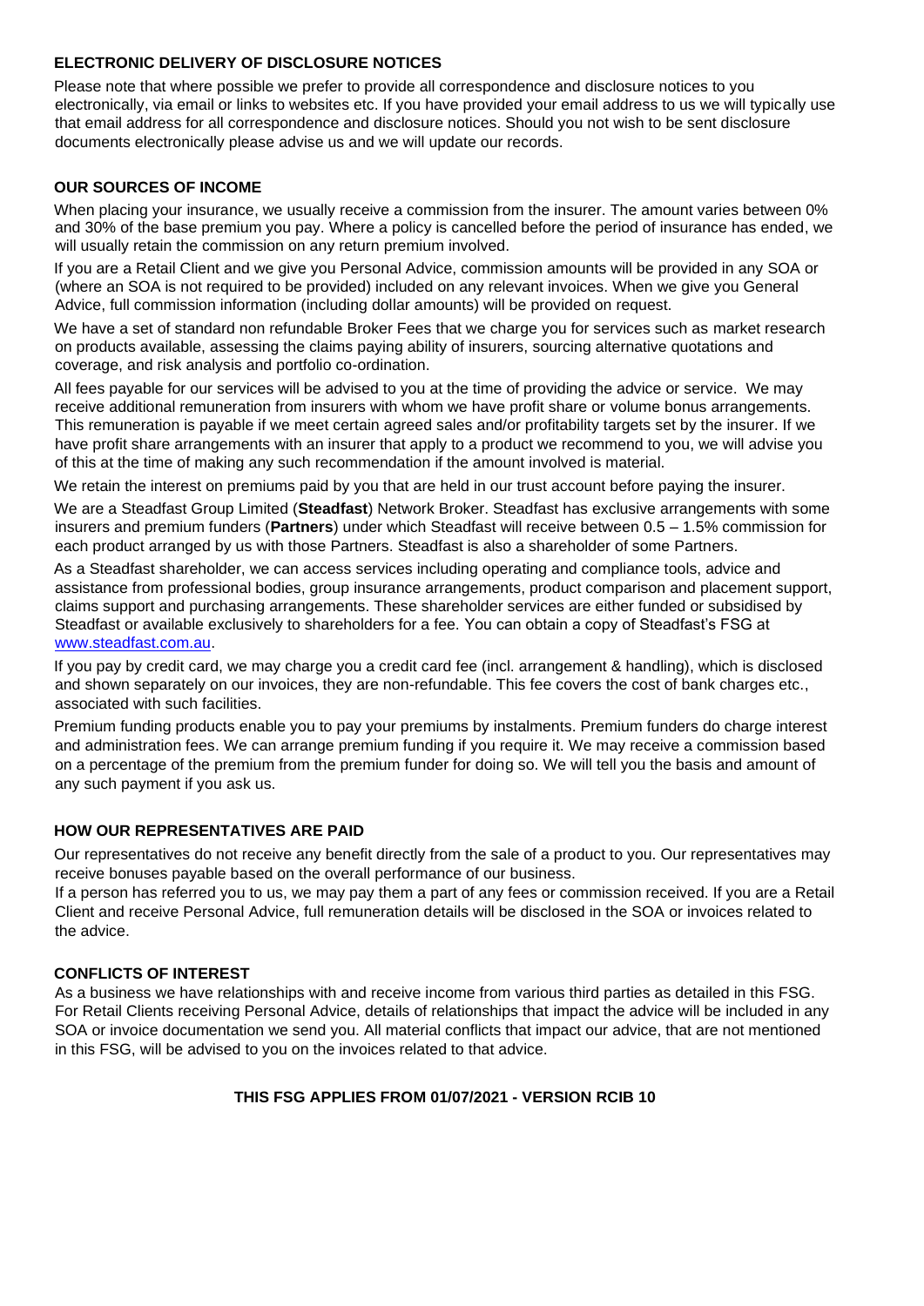## ELECTRONIC DELIVERY OF DISCLOSURE NOTICES

Please note that where possible we prefer to provide all correspondence and disclosure notices to you electronically, via email or links to websites etc. If you have provided your email address to us we will typically use that email address for all correspondence and disclosure notices. Should you not wish to be sent disclosure documents electronically please advise us and we will update our records.

## OUR SOURCES OF INCOME

When placing your insurance, we usually receive a commission from the insurer. The amount varies between 0% and 30% of the base premium you pay. Where a policy is cancelled before the period of insurance has ended, we will usually retain the commission on any return premium involved.

If you are a Retail Client and we give you Personal Advice, commission amounts will be provided in any SOA or (where an SOA is not required to be provided) included on any relevant invoices. When we give you General Advice, full commission information (including dollar amounts) will be provided on request.

We have a set of standard non refundable Broker Fees that we charge you for services such as market research on products available, assessing the claims paying ability of insurers, sourcing alternative quotations and coverage, and risk analysis and portfolio co-ordination.

All fees payable for our services will be advised to you at the time of providing the advice or service. We may receive additional remuneration from insurers with whom we have profit share or volume bonus arrangements. This remuneration is payable if we meet certain agreed sales and/or profitability targets set by the insurer. If we have profit share arrangements with an insurer that apply to a product we recommend to you, we will advise you of this at the time of making any such recommendation if the amount involved is material.

We retain the interest on premiums paid by you that are held in our trust account before paying the insurer.

We are a Steadfast Group Limited (**Steadfast**) Network Broker. Steadfast has exclusive arrangements with some insurers and premium funders (**Partners**) under which Steadfast will receive between 0.5 – 1.5% commission for each product arranged by us with those Partners. Steadfast is also a shareholder of some Partners.

As a Steadfast shareholder, we can access services including operating and compliance tools, advice and assistance from professional bodies, group insurance arrangements, product comparison and placement support, claims support and purchasing arrangements. These shareholder services are either funded or subsidised by Steadfast or available exclusively to shareholders for a fee. You can obtain a copy of Steadfast's FSG at www.steadfast.com.au.

If you pay by credit card, we may charge you a credit card fee (incl. arrangement & handling), which is disclosed and shown separately on our invoices, they are non-refundable. This fee covers the cost of bank charges etc., associated with such facilities.

Premium funding products enable you to pay your premiums by instalments. Premium funders do charge interest and administration fees. We can arrange premium funding if you require it. We may receive a commission based on a percentage of the premium from the premium funder for doing so. We will tell you the basis and amount of any such payment if you ask us.

## HOW OUR REPRESENTATIVES ARE PAID

Our representatives do not receive any benefit directly from the sale of a product to you. Our representatives may receive bonuses payable based on the overall performance of our business.

If a person has referred you to us, we may pay them a part of any fees or commission received. If you are a Retail Client and receive Personal Advice, full remuneration details will be disclosed in the SOA or invoices related to the advice.

## CONFLICTS OF INTEREST

As a business we have relationships with and receive income from various third parties as detailed in this FSG. For Retail Clients receiving Personal Advice, details of relationships that impact the advice will be included in any SOA or invoice documentation we send you. All material conflicts that impact our advice, that are not mentioned in this FSG, will be advised to you on the invoices related to that advice.

**THIS FSG APPLIES FROM 01/07/2021 - VERSION RCIB 10**